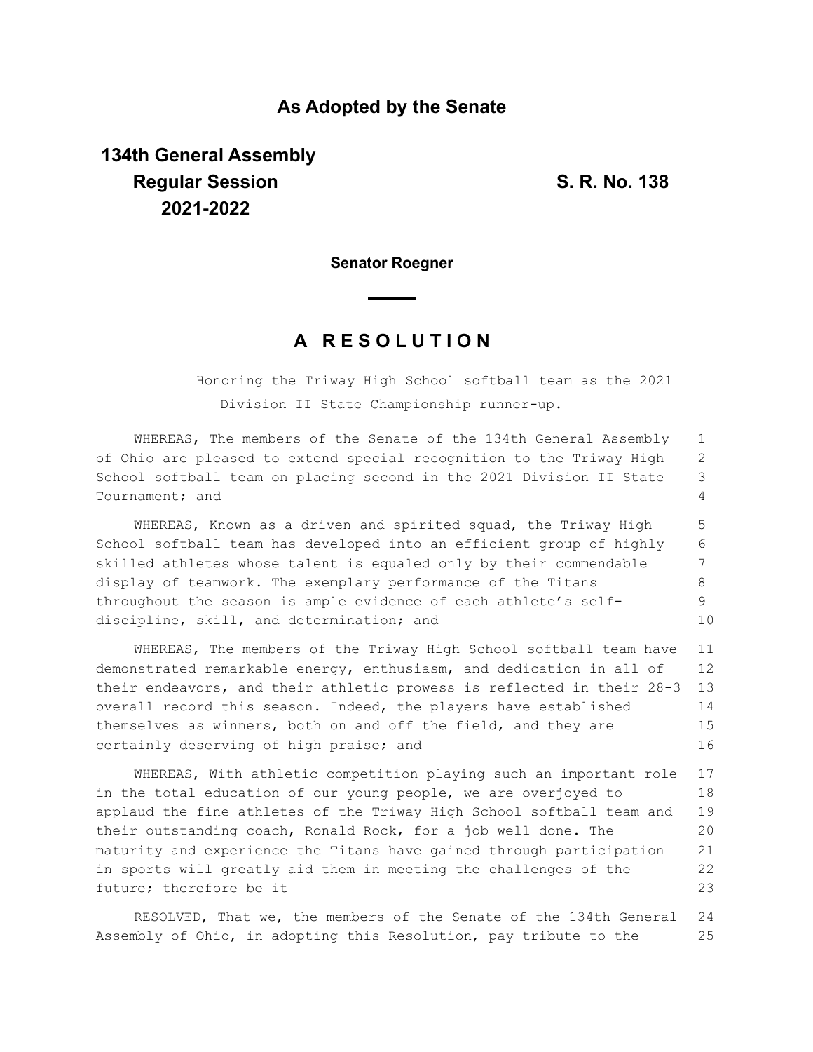# As Adopted by the Senate

**134th General Assembly**
**Regular Session**
**2021-2022**

**S. R. No. 138**

**Senator Roegner**

## A RESOLUTION

Honoring the Triway High School softball team as the 2021 Division II State Championship runner-up.

WHEREAS, The members of the Senate of the 134th General Assembly of Ohio are pleased to extend special recognition to the Triway High School softball team on placing second in the 2021 Division II State Tournament; and

WHEREAS, Known as a driven and spirited squad, the Triway High School softball team has developed into an efficient group of highly skilled athletes whose talent is equaled only by their commendable display of teamwork. The exemplary performance of the Titans throughout the season is ample evidence of each athlete's self-discipline, skill, and determination; and

WHEREAS, The members of the Triway High School softball team have demonstrated remarkable energy, enthusiasm, and dedication in all of their endeavors, and their athletic prowess is reflected in their 28-3 overall record this season. Indeed, the players have established themselves as winners, both on and off the field, and they are certainly deserving of high praise; and

WHEREAS, With athletic competition playing such an important role in the total education of our young people, we are overjoyed to applaud the fine athletes of the Triway High School softball team and their outstanding coach, Ronald Rock, for a job well done. The maturity and experience the Titans have gained through participation in sports will greatly aid them in meeting the challenges of the future; therefore be it

RESOLVED, That we, the members of the Senate of the 134th General Assembly of Ohio, in adopting this Resolution, pay tribute to the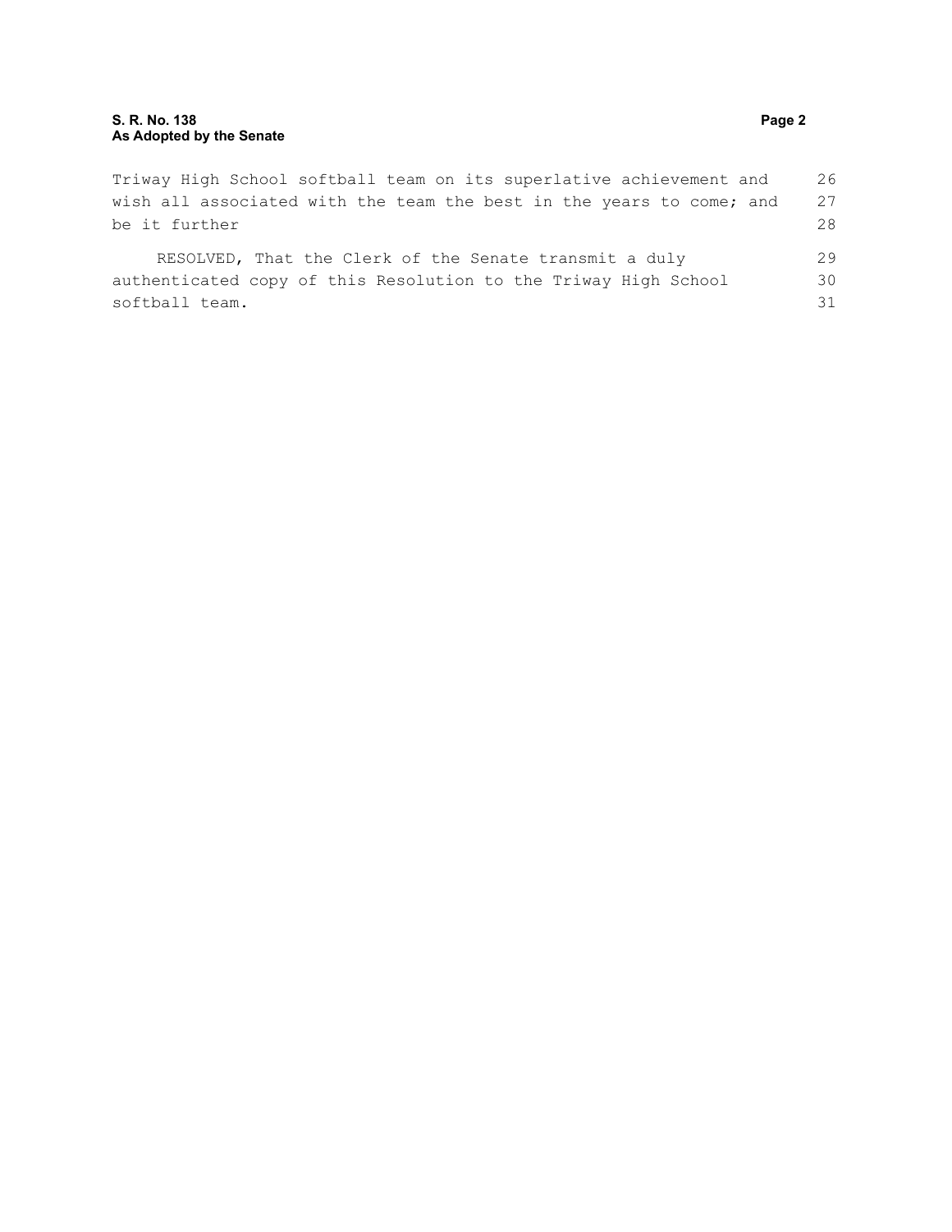Triway High School softball team on its superlative achievement and wish all associated with the team the best in the years to come; and be it further

RESOLVED, That the Clerk of the Senate transmit a duly authenticated copy of this Resolution to the Triway High School softball team.